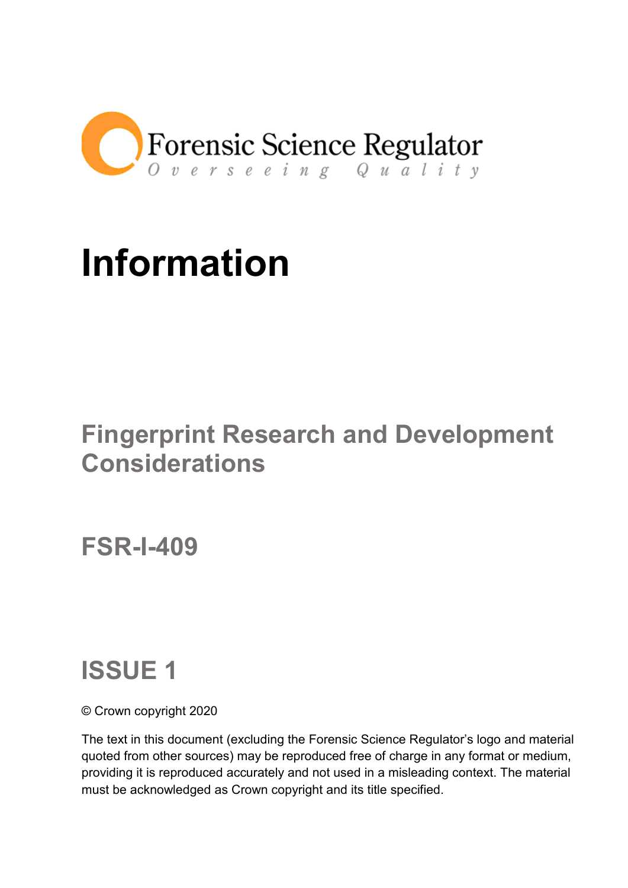Forensic Science Regulator

*Overseeing Quality*

# Information

## Fingerprint Research and Development Considerations

## FSR-I-409

## ISSUE 1

© Crown copyright 2020

The text in this document (excluding the Forensic Science Regulator's logo and material quoted from other sources) may be reproduced free of charge in any format or medium, providing it is reproduced accurately and not used in a misleading context. The material must be acknowledged as Crown copyright and its title specified.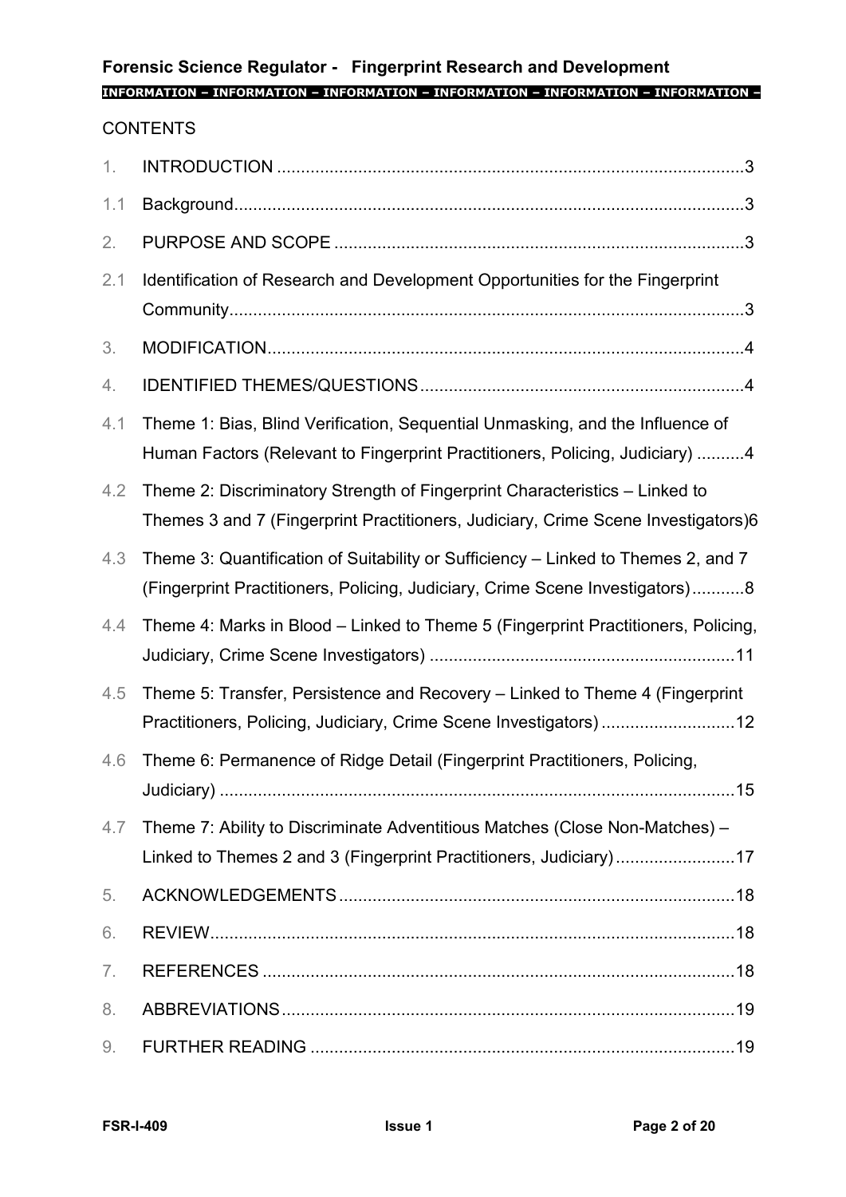CONTENTS

1. INTRODUCTION .....3
1.1 Background.....3
2. PURPOSE AND SCOPE .....3
2.1 Identification of Research and Development Opportunities for the Fingerprint Community.....3
3. MODIFICATION.....4
4. IDENTIFIED THEMES/QUESTIONS.....4
4.1 Theme 1: Bias, Blind Verification, Sequential Unmasking, and the Influence of Human Factors (Relevant to Fingerprint Practitioners, Policing, Judiciary) .....4
4.2 Theme 2: Discriminatory Strength of Fingerprint Characteristics – Linked to Themes 3 and 7 (Fingerprint Practitioners, Judiciary, Crime Scene Investigators)6
4.3 Theme 3: Quantification of Suitability or Sufficiency – Linked to Themes 2, and 7 (Fingerprint Practitioners, Policing, Judiciary, Crime Scene Investigators).....8
4.4 Theme 4: Marks in Blood – Linked to Theme 5 (Fingerprint Practitioners, Policing, Judiciary, Crime Scene Investigators) .....11
4.5 Theme 5: Transfer, Persistence and Recovery – Linked to Theme 4 (Fingerprint Practitioners, Policing, Judiciary, Crime Scene Investigators) .....12
4.6 Theme 6: Permanence of Ridge Detail (Fingerprint Practitioners, Policing, Judiciary) .....15
4.7 Theme 7: Ability to Discriminate Adventitious Matches (Close Non-Matches) – Linked to Themes 2 and 3 (Fingerprint Practitioners, Judiciary).....17
5. ACKNOWLEDGEMENTS.....18
6. REVIEW.....18
7. REFERENCES .....18
8. ABBREVIATIONS.....19
9. FURTHER READING .....19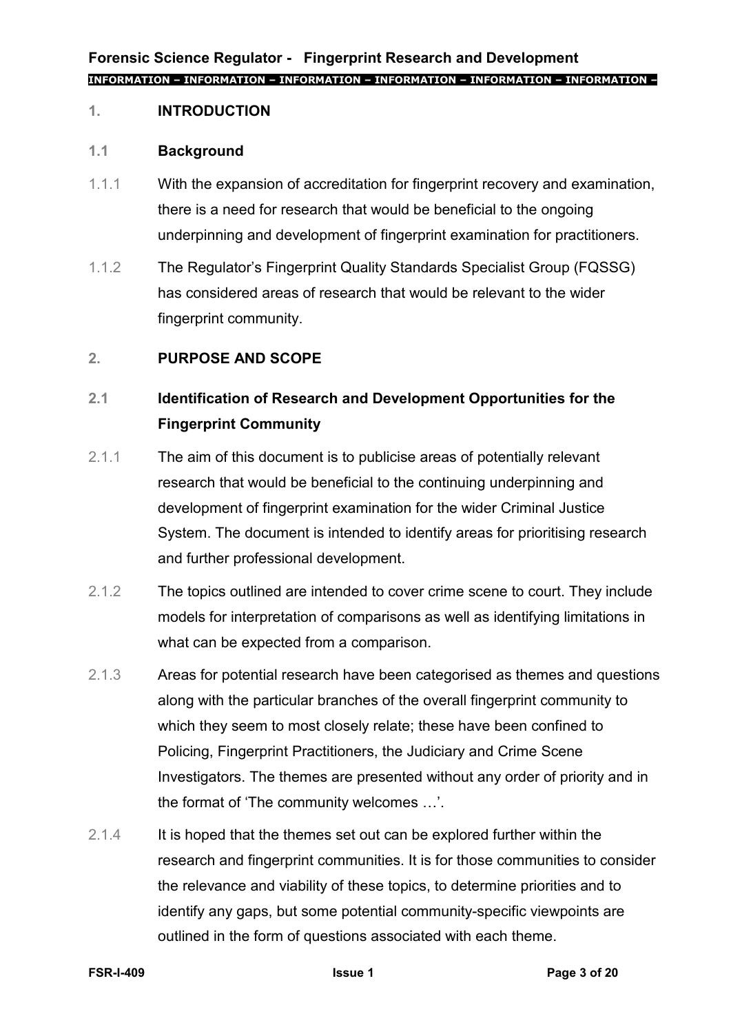## 1. INTRODUCTION

### 1.1 Background

1.1.1 With the expansion of accreditation for fingerprint recovery and examination, there is a need for research that would be beneficial to the ongoing underpinning and development of fingerprint examination for practitioners.

1.1.2 The Regulator's Fingerprint Quality Standards Specialist Group (FQSSG) has considered areas of research that would be relevant to the wider fingerprint community.

## 2. PURPOSE AND SCOPE

### 2.1 Identification of Research and Development Opportunities for the Fingerprint Community

2.1.1 The aim of this document is to publicise areas of potentially relevant research that would be beneficial to the continuing underpinning and development of fingerprint examination for the wider Criminal Justice System. The document is intended to identify areas for prioritising research and further professional development.

2.1.2 The topics outlined are intended to cover crime scene to court. They include models for interpretation of comparisons as well as identifying limitations in what can be expected from a comparison.

2.1.3 Areas for potential research have been categorised as themes and questions along with the particular branches of the overall fingerprint community to which they seem to most closely relate; these have been confined to Policing, Fingerprint Practitioners, the Judiciary and Crime Scene Investigators. The themes are presented without any order of priority and in the format of 'The community welcomes …'.

2.1.4 It is hoped that the themes set out can be explored further within the research and fingerprint communities. It is for those communities to consider the relevance and viability of these topics, to determine priorities and to identify any gaps, but some potential community-specific viewpoints are outlined in the form of questions associated with each theme.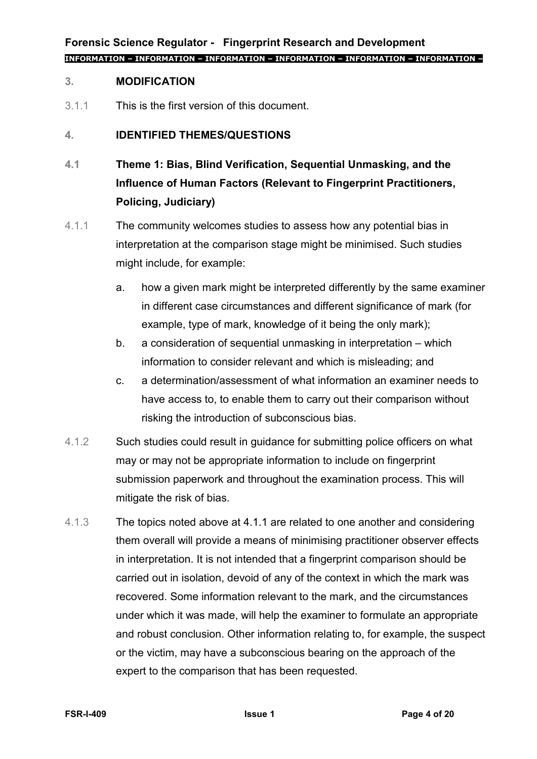## 3. MODIFICATION

3.1.1 This is the first version of this document.

## 4. IDENTIFIED THEMES/QUESTIONS

### 4.1 Theme 1: Bias, Blind Verification, Sequential Unmasking, and the Influence of Human Factors (Relevant to Fingerprint Practitioners, Policing, Judiciary)

4.1.1 The community welcomes studies to assess how any potential bias in interpretation at the comparison stage might be minimised. Such studies might include, for example:

a. how a given mark might be interpreted differently by the same examiner in different case circumstances and different significance of mark (for example, type of mark, knowledge of it being the only mark);

b. a consideration of sequential unmasking in interpretation – which information to consider relevant and which is misleading; and

c. a determination/assessment of what information an examiner needs to have access to, to enable them to carry out their comparison without risking the introduction of subconscious bias.

4.1.2 Such studies could result in guidance for submitting police officers on what may or may not be appropriate information to include on fingerprint submission paperwork and throughout the examination process. This will mitigate the risk of bias.

4.1.3 The topics noted above at 4.1.1 are related to one another and considering them overall will provide a means of minimising practitioner observer effects in interpretation. It is not intended that a fingerprint comparison should be carried out in isolation, devoid of any of the context in which the mark was recovered. Some information relevant to the mark, and the circumstances under which it was made, will help the examiner to formulate an appropriate and robust conclusion. Other information relating to, for example, the suspect or the victim, may have a subconscious bearing on the approach of the expert to the comparison that has been requested.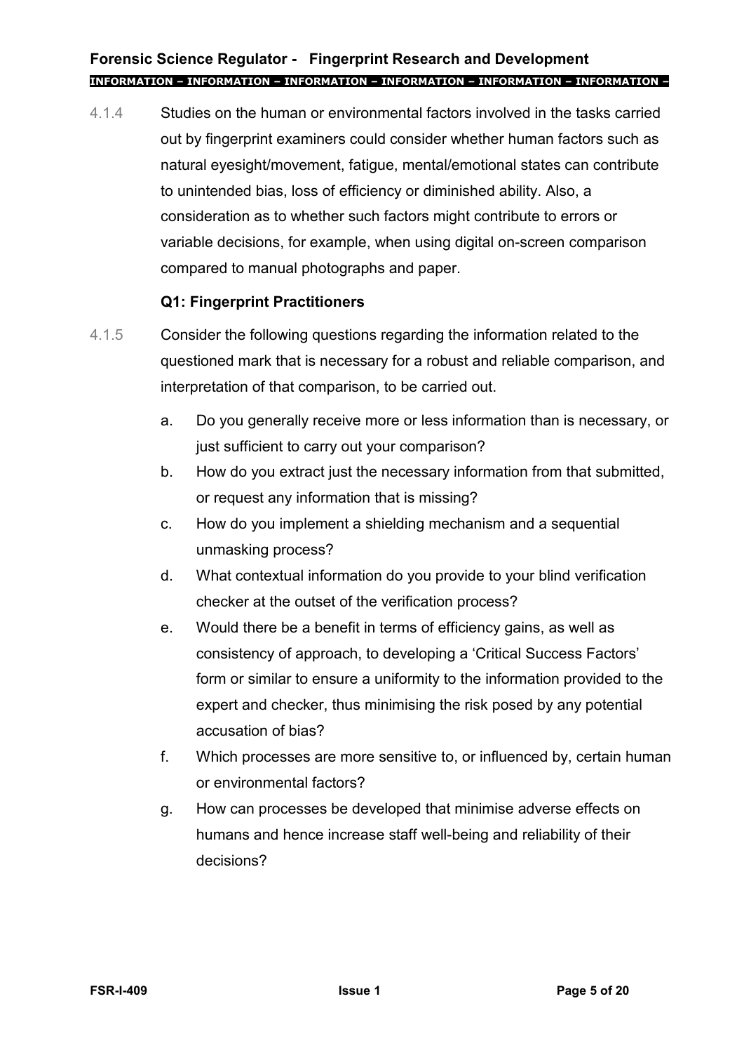4.1.4 Studies on the human or environmental factors involved in the tasks carried out by fingerprint examiners could consider whether human factors such as natural eyesight/movement, fatigue, mental/emotional states can contribute to unintended bias, loss of efficiency or diminished ability. Also, a consideration as to whether such factors might contribute to errors or variable decisions, for example, when using digital on-screen comparison compared to manual photographs and paper.

**Q1: Fingerprint Practitioners**

4.1.5 Consider the following questions regarding the information related to the questioned mark that is necessary for a robust and reliable comparison, and interpretation of that comparison, to be carried out.

a. Do you generally receive more or less information than is necessary, or just sufficient to carry out your comparison?

b. How do you extract just the necessary information from that submitted, or request any information that is missing?

c. How do you implement a shielding mechanism and a sequential unmasking process?

d. What contextual information do you provide to your blind verification checker at the outset of the verification process?

e. Would there be a benefit in terms of efficiency gains, as well as consistency of approach, to developing a 'Critical Success Factors' form or similar to ensure a uniformity to the information provided to the expert and checker, thus minimising the risk posed by any potential accusation of bias?

f. Which processes are more sensitive to, or influenced by, certain human or environmental factors?

g. How can processes be developed that minimise adverse effects on humans and hence increase staff well-being and reliability of their decisions?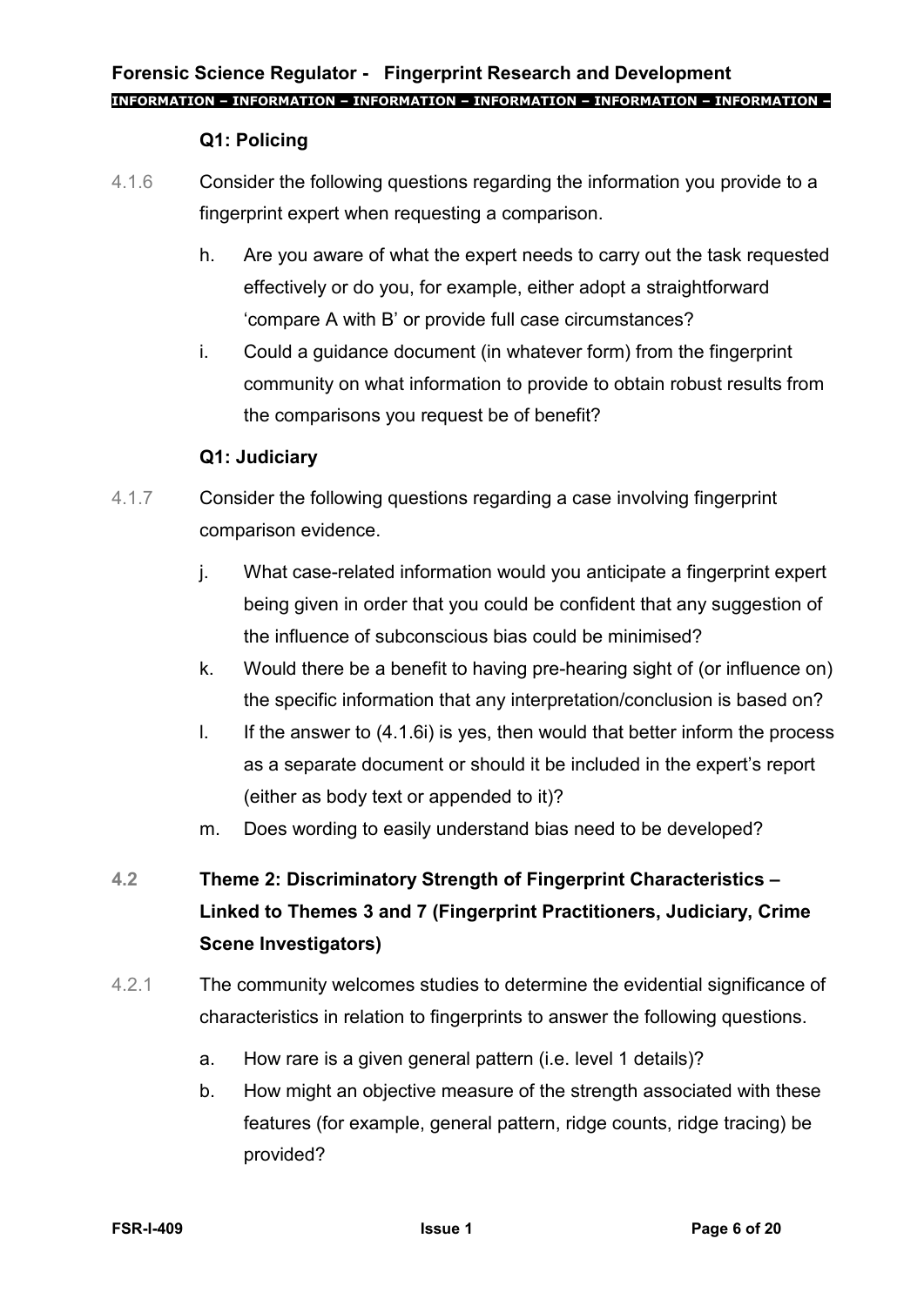**Q1: Policing**

4.1.6 Consider the following questions regarding the information you provide to a fingerprint expert when requesting a comparison.

h. Are you aware of what the expert needs to carry out the task requested effectively or do you, for example, either adopt a straightforward 'compare A with B' or provide full case circumstances?

i. Could a guidance document (in whatever form) from the fingerprint community on what information to provide to obtain robust results from the comparisons you request be of benefit?

**Q1: Judiciary**

4.1.7 Consider the following questions regarding a case involving fingerprint comparison evidence.

j. What case-related information would you anticipate a fingerprint expert being given in order that you could be confident that any suggestion of the influence of subconscious bias could be minimised?

k. Would there be a benefit to having pre-hearing sight of (or influence on) the specific information that any interpretation/conclusion is based on?

l. If the answer to (4.1.6i) is yes, then would that better inform the process as a separate document or should it be included in the expert's report (either as body text or appended to it)?

m. Does wording to easily understand bias need to be developed?

## 4.2 Theme 2: Discriminatory Strength of Fingerprint Characteristics – Linked to Themes 3 and 7 (Fingerprint Practitioners, Judiciary, Crime Scene Investigators)

4.2.1 The community welcomes studies to determine the evidential significance of characteristics in relation to fingerprints to answer the following questions.

a. How rare is a given general pattern (i.e. level 1 details)?

b. How might an objective measure of the strength associated with these features (for example, general pattern, ridge counts, ridge tracing) be provided?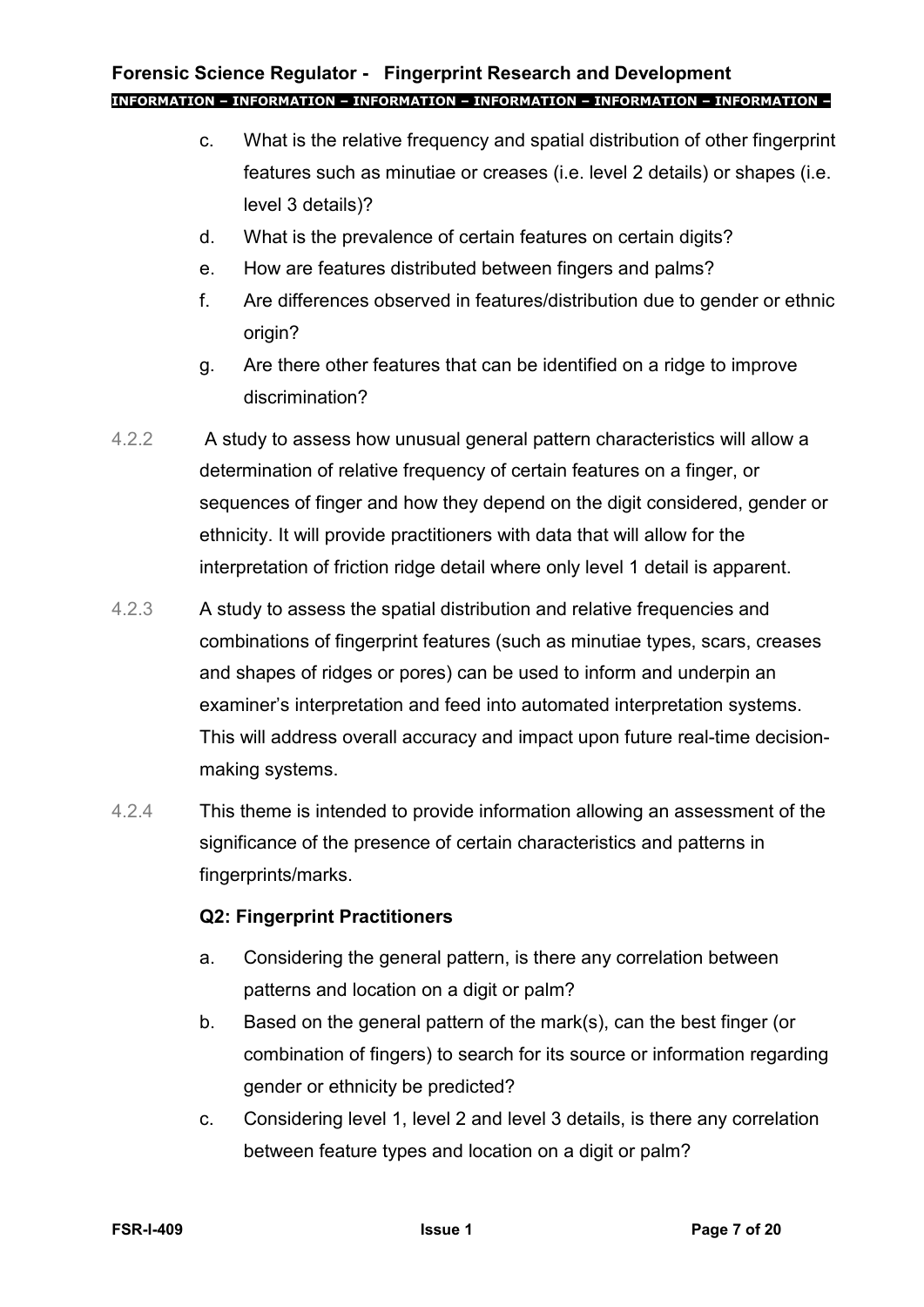c. What is the relative frequency and spatial distribution of other fingerprint features such as minutiae or creases (i.e. level 2 details) or shapes (i.e. level 3 details)?

d. What is the prevalence of certain features on certain digits?

e. How are features distributed between fingers and palms?

f. Are differences observed in features/distribution due to gender or ethnic origin?

g. Are there other features that can be identified on a ridge to improve discrimination?

4.2.2 A study to assess how unusual general pattern characteristics will allow a determination of relative frequency of certain features on a finger, or sequences of finger and how they depend on the digit considered, gender or ethnicity. It will provide practitioners with data that will allow for the interpretation of friction ridge detail where only level 1 detail is apparent.

4.2.3 A study to assess the spatial distribution and relative frequencies and combinations of fingerprint features (such as minutiae types, scars, creases and shapes of ridges or pores) can be used to inform and underpin an examiner's interpretation and feed into automated interpretation systems. This will address overall accuracy and impact upon future real-time decision-making systems.

4.2.4 This theme is intended to provide information allowing an assessment of the significance of the presence of certain characteristics and patterns in fingerprints/marks.

**Q2: Fingerprint Practitioners**

a. Considering the general pattern, is there any correlation between patterns and location on a digit or palm?

b. Based on the general pattern of the mark(s), can the best finger (or combination of fingers) to search for its source or information regarding gender or ethnicity be predicted?

c. Considering level 1, level 2 and level 3 details, is there any correlation between feature types and location on a digit or palm?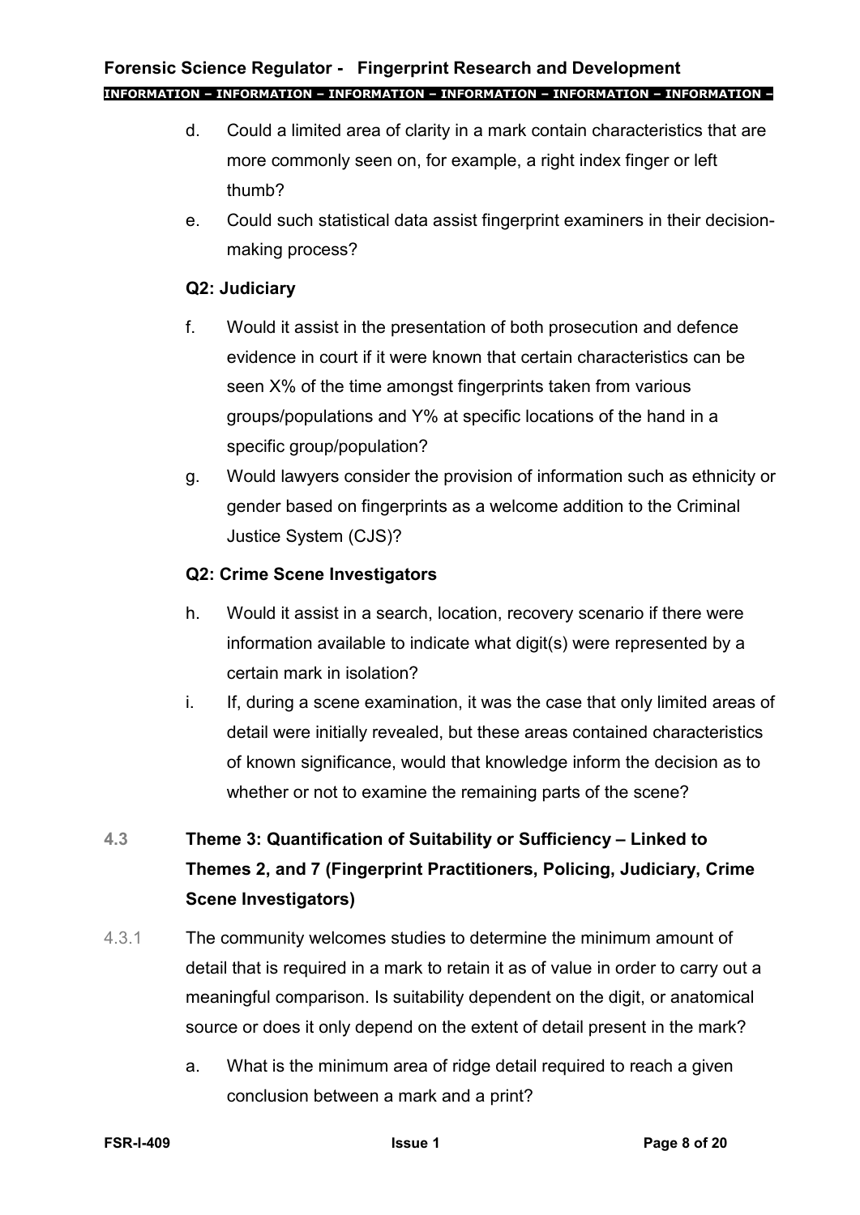d. Could a limited area of clarity in a mark contain characteristics that are more commonly seen on, for example, a right index finger or left thumb?

e. Could such statistical data assist fingerprint examiners in their decision-making process?

**Q2: Judiciary**

f. Would it assist in the presentation of both prosecution and defence evidence in court if it were known that certain characteristics can be seen X% of the time amongst fingerprints taken from various groups/populations and Y% at specific locations of the hand in a specific group/population?

g. Would lawyers consider the provision of information such as ethnicity or gender based on fingerprints as a welcome addition to the Criminal Justice System (CJS)?

**Q2: Crime Scene Investigators**

h. Would it assist in a search, location, recovery scenario if there were information available to indicate what digit(s) were represented by a certain mark in isolation?

i. If, during a scene examination, it was the case that only limited areas of detail were initially revealed, but these areas contained characteristics of known significance, would that knowledge inform the decision as to whether or not to examine the remaining parts of the scene?

### 4.3 Theme 3: Quantification of Suitability or Sufficiency – Linked to Themes 2, and 7 (Fingerprint Practitioners, Policing, Judiciary, Crime Scene Investigators)

4.3.1 The community welcomes studies to determine the minimum amount of detail that is required in a mark to retain it as of value in order to carry out a meaningful comparison. Is suitability dependent on the digit, or anatomical source or does it only depend on the extent of detail present in the mark?

a. What is the minimum area of ridge detail required to reach a given conclusion between a mark and a print?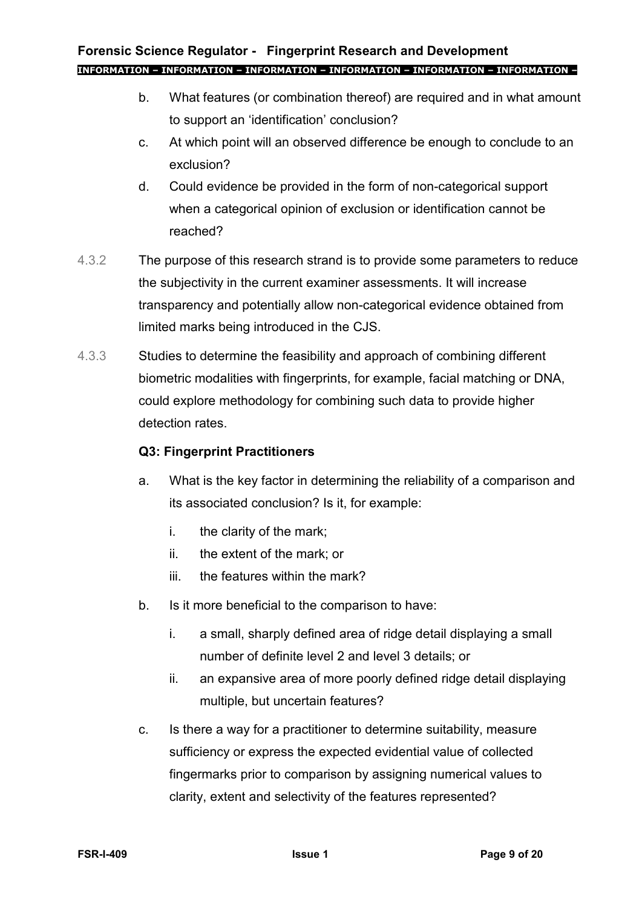b. What features (or combination thereof) are required and in what amount to support an 'identification' conclusion?

c. At which point will an observed difference be enough to conclude to an exclusion?

d. Could evidence be provided in the form of non-categorical support when a categorical opinion of exclusion or identification cannot be reached?

4.3.2 The purpose of this research strand is to provide some parameters to reduce the subjectivity in the current examiner assessments. It will increase transparency and potentially allow non-categorical evidence obtained from limited marks being introduced in the CJS.

4.3.3 Studies to determine the feasibility and approach of combining different biometric modalities with fingerprints, for example, facial matching or DNA, could explore methodology for combining such data to provide higher detection rates.

**Q3: Fingerprint Practitioners**

a. What is the key factor in determining the reliability of a comparison and its associated conclusion? Is it, for example:

   i. the clarity of the mark;

   ii. the extent of the mark; or

   iii. the features within the mark?

b. Is it more beneficial to the comparison to have:

   i. a small, sharply defined area of ridge detail displaying a small number of definite level 2 and level 3 details; or

   ii. an expansive area of more poorly defined ridge detail displaying multiple, but uncertain features?

c. Is there a way for a practitioner to determine suitability, measure sufficiency or express the expected evidential value of collected fingermarks prior to comparison by assigning numerical values to clarity, extent and selectivity of the features represented?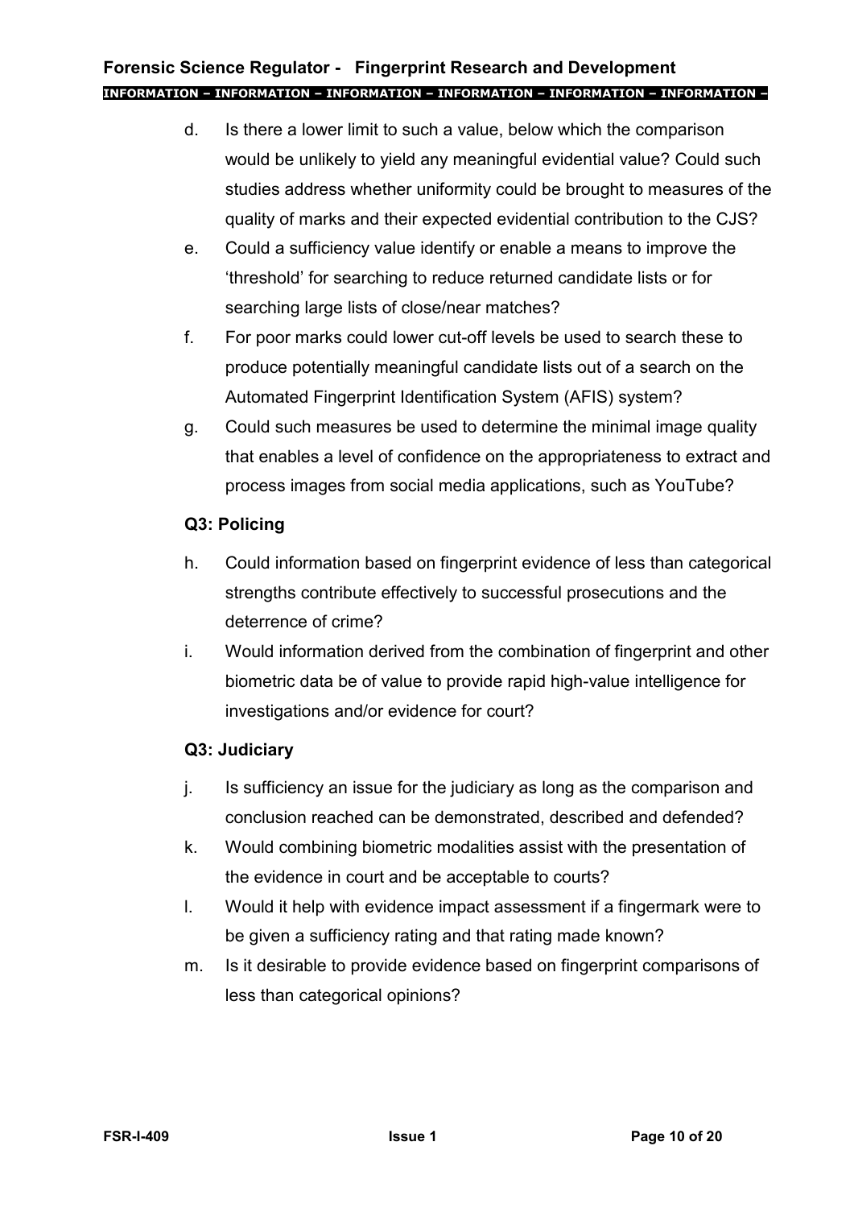d. Is there a lower limit to such a value, below which the comparison would be unlikely to yield any meaningful evidential value? Could such studies address whether uniformity could be brought to measures of the quality of marks and their expected evidential contribution to the CJS?

e. Could a sufficiency value identify or enable a means to improve the 'threshold' for searching to reduce returned candidate lists or for searching large lists of close/near matches?

f. For poor marks could lower cut-off levels be used to search these to produce potentially meaningful candidate lists out of a search on the Automated Fingerprint Identification System (AFIS) system?

g. Could such measures be used to determine the minimal image quality that enables a level of confidence on the appropriateness to extract and process images from social media applications, such as YouTube?

**Q3: Policing**

h. Could information based on fingerprint evidence of less than categorical strengths contribute effectively to successful prosecutions and the deterrence of crime?

i. Would information derived from the combination of fingerprint and other biometric data be of value to provide rapid high-value intelligence for investigations and/or evidence for court?

**Q3: Judiciary**

j. Is sufficiency an issue for the judiciary as long as the comparison and conclusion reached can be demonstrated, described and defended?

k. Would combining biometric modalities assist with the presentation of the evidence in court and be acceptable to courts?

l. Would it help with evidence impact assessment if a fingermark were to be given a sufficiency rating and that rating made known?

m. Is it desirable to provide evidence based on fingerprint comparisons of less than categorical opinions?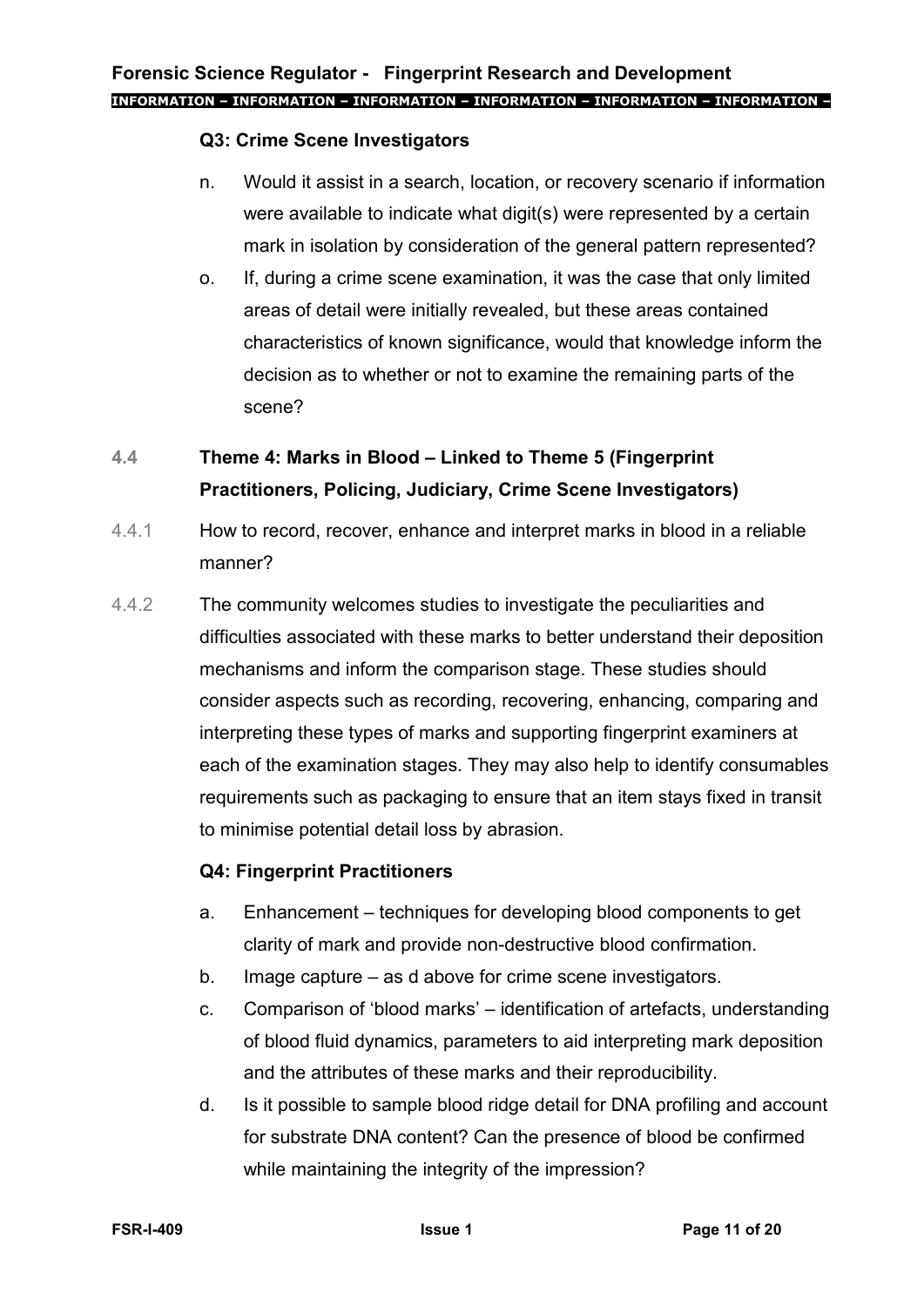**Q3: Crime Scene Investigators**

n. Would it assist in a search, location, or recovery scenario if information were available to indicate what digit(s) were represented by a certain mark in isolation by consideration of the general pattern represented?

o. If, during a crime scene examination, it was the case that only limited areas of detail were initially revealed, but these areas contained characteristics of known significance, would that knowledge inform the decision as to whether or not to examine the remaining parts of the scene?

## 4.4 Theme 4: Marks in Blood – Linked to Theme 5 (Fingerprint Practitioners, Policing, Judiciary, Crime Scene Investigators)

4.4.1 How to record, recover, enhance and interpret marks in blood in a reliable manner?

4.4.2 The community welcomes studies to investigate the peculiarities and difficulties associated with these marks to better understand their deposition mechanisms and inform the comparison stage. These studies should consider aspects such as recording, recovering, enhancing, comparing and interpreting these types of marks and supporting fingerprint examiners at each of the examination stages. They may also help to identify consumables requirements such as packaging to ensure that an item stays fixed in transit to minimise potential detail loss by abrasion.

**Q4: Fingerprint Practitioners**

a. Enhancement – techniques for developing blood components to get clarity of mark and provide non-destructive blood confirmation.

b. Image capture – as d above for crime scene investigators.

c. Comparison of 'blood marks' – identification of artefacts, understanding of blood fluid dynamics, parameters to aid interpreting mark deposition and the attributes of these marks and their reproducibility.

d. Is it possible to sample blood ridge detail for DNA profiling and account for substrate DNA content? Can the presence of blood be confirmed while maintaining the integrity of the impression?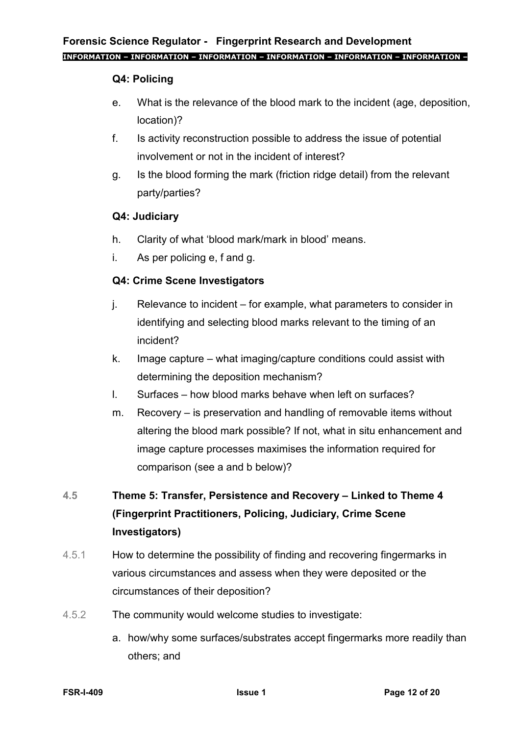**Q4: Policing**

e. What is the relevance of the blood mark to the incident (age, deposition, location)?

f. Is activity reconstruction possible to address the issue of potential involvement or not in the incident of interest?

g. Is the blood forming the mark (friction ridge detail) from the relevant party/parties?

**Q4: Judiciary**

h. Clarity of what ‘blood mark/mark in blood’ means.

i. As per policing e, f and g.

**Q4: Crime Scene Investigators**

j. Relevance to incident – for example, what parameters to consider in identifying and selecting blood marks relevant to the timing of an incident?

k. Image capture – what imaging/capture conditions could assist with determining the deposition mechanism?

l. Surfaces – how blood marks behave when left on surfaces?

m. Recovery – is preservation and handling of removable items without altering the blood mark possible? If not, what in situ enhancement and image capture processes maximises the information required for comparison (see a and b below)?

## 4.5 Theme 5: Transfer, Persistence and Recovery – Linked to Theme 4 (Fingerprint Practitioners, Policing, Judiciary, Crime Scene Investigators)

4.5.1 How to determine the possibility of finding and recovering fingermarks in various circumstances and assess when they were deposited or the circumstances of their deposition?

4.5.2 The community would welcome studies to investigate:

a. how/why some surfaces/substrates accept fingermarks more readily than others; and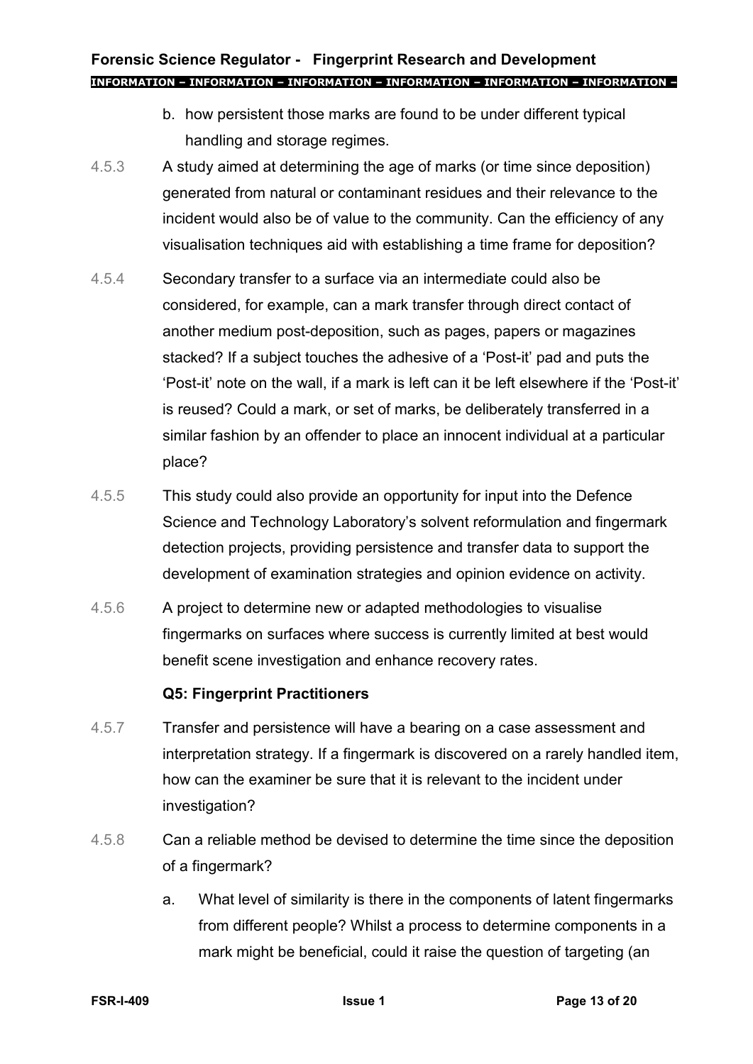b. how persistent those marks are found to be under different typical handling and storage regimes.

4.5.3 A study aimed at determining the age of marks (or time since deposition) generated from natural or contaminant residues and their relevance to the incident would also be of value to the community. Can the efficiency of any visualisation techniques aid with establishing a time frame for deposition?

4.5.4 Secondary transfer to a surface via an intermediate could also be considered, for example, can a mark transfer through direct contact of another medium post-deposition, such as pages, papers or magazines stacked? If a subject touches the adhesive of a 'Post-it' pad and puts the 'Post-it' note on the wall, if a mark is left can it be left elsewhere if the 'Post-it' is reused? Could a mark, or set of marks, be deliberately transferred in a similar fashion by an offender to place an innocent individual at a particular place?

4.5.5 This study could also provide an opportunity for input into the Defence Science and Technology Laboratory's solvent reformulation and fingermark detection projects, providing persistence and transfer data to support the development of examination strategies and opinion evidence on activity.

4.5.6 A project to determine new or adapted methodologies to visualise fingermarks on surfaces where success is currently limited at best would benefit scene investigation and enhance recovery rates.

**Q5: Fingerprint Practitioners**

4.5.7 Transfer and persistence will have a bearing on a case assessment and interpretation strategy. If a fingermark is discovered on a rarely handled item, how can the examiner be sure that it is relevant to the incident under investigation?

4.5.8 Can a reliable method be devised to determine the time since the deposition of a fingermark?

a. What level of similarity is there in the components of latent fingermarks from different people? Whilst a process to determine components in a mark might be beneficial, could it raise the question of targeting (an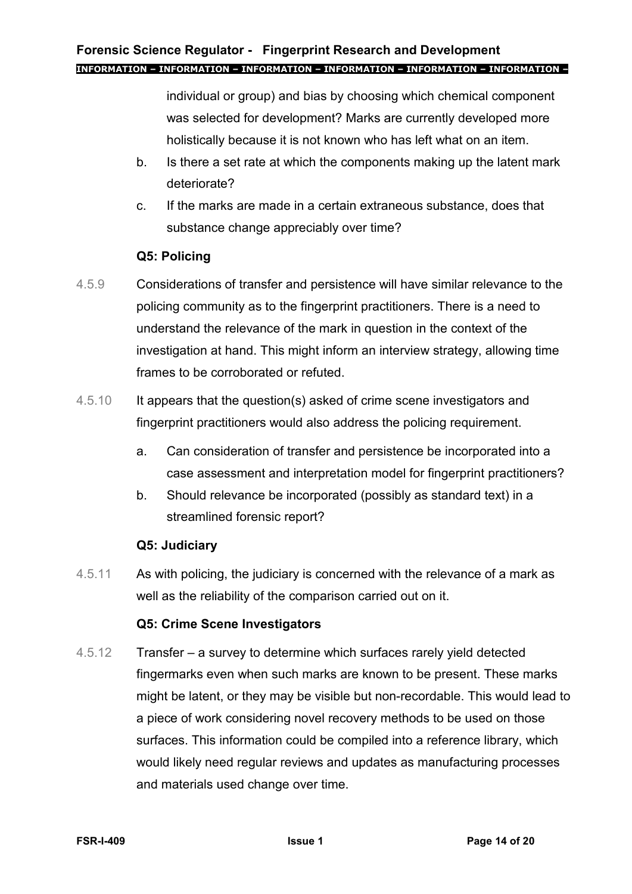individual or group) and bias by choosing which chemical component was selected for development? Marks are currently developed more holistically because it is not known who has left what on an item.

b. Is there a set rate at which the components making up the latent mark deteriorate?

c. If the marks are made in a certain extraneous substance, does that substance change appreciably over time?

**Q5: Policing**

4.5.9 Considerations of transfer and persistence will have similar relevance to the policing community as to the fingerprint practitioners. There is a need to understand the relevance of the mark in question in the context of the investigation at hand. This might inform an interview strategy, allowing time frames to be corroborated or refuted.

4.5.10 It appears that the question(s) asked of crime scene investigators and fingerprint practitioners would also address the policing requirement.

a. Can consideration of transfer and persistence be incorporated into a case assessment and interpretation model for fingerprint practitioners?

b. Should relevance be incorporated (possibly as standard text) in a streamlined forensic report?

**Q5: Judiciary**

4.5.11 As with policing, the judiciary is concerned with the relevance of a mark as well as the reliability of the comparison carried out on it.

**Q5: Crime Scene Investigators**

4.5.12 Transfer – a survey to determine which surfaces rarely yield detected fingermarks even when such marks are known to be present. These marks might be latent, or they may be visible but non-recordable. This would lead to a piece of work considering novel recovery methods to be used on those surfaces. This information could be compiled into a reference library, which would likely need regular reviews and updates as manufacturing processes and materials used change over time.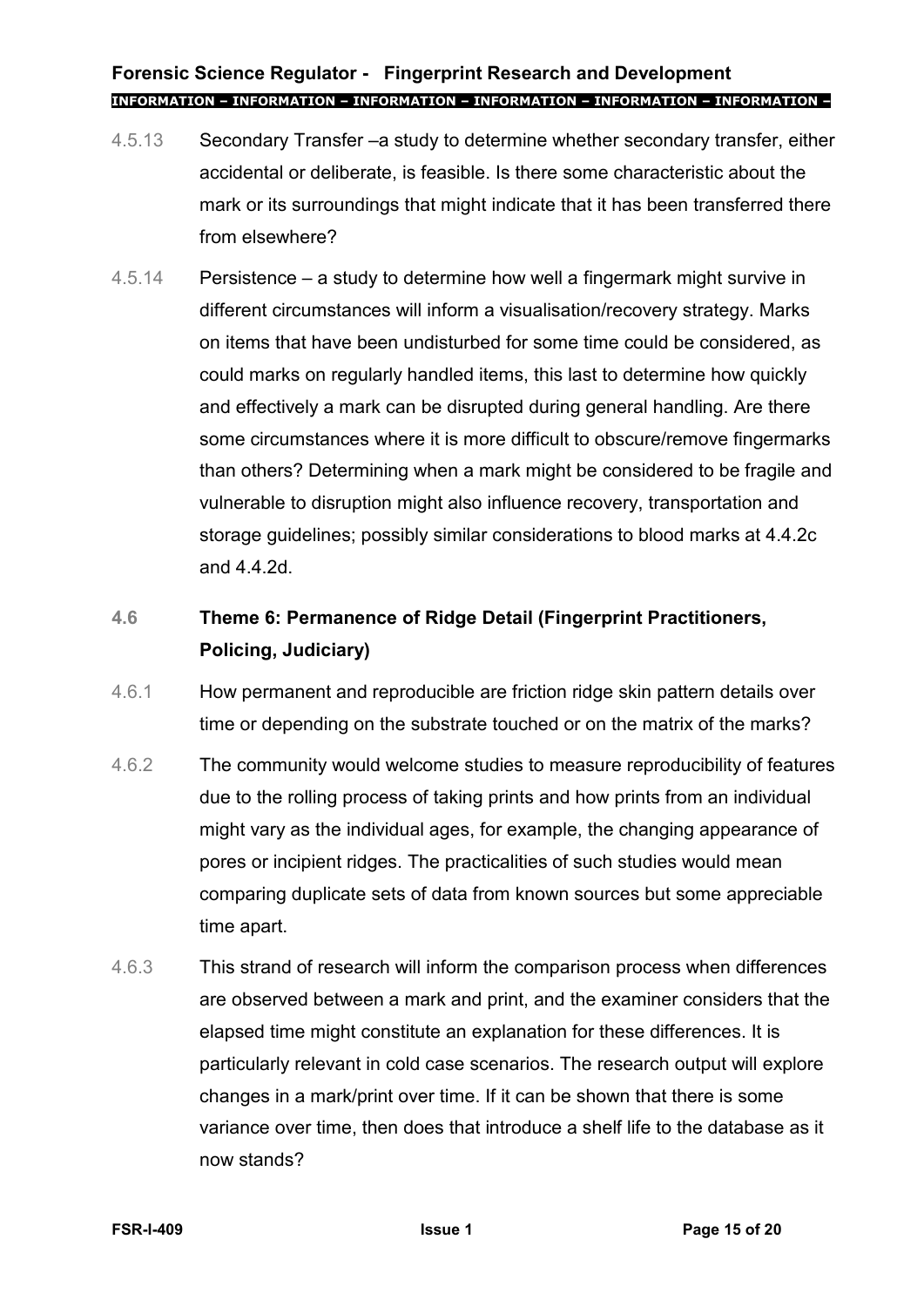4.5.13 Secondary Transfer –a study to determine whether secondary transfer, either accidental or deliberate, is feasible. Is there some characteristic about the mark or its surroundings that might indicate that it has been transferred there from elsewhere?

4.5.14 Persistence – a study to determine how well a fingermark might survive in different circumstances will inform a visualisation/recovery strategy. Marks on items that have been undisturbed for some time could be considered, as could marks on regularly handled items, this last to determine how quickly and effectively a mark can be disrupted during general handling. Are there some circumstances where it is more difficult to obscure/remove fingermarks than others? Determining when a mark might be considered to be fragile and vulnerable to disruption might also influence recovery, transportation and storage guidelines; possibly similar considerations to blood marks at 4.4.2c and 4.4.2d.

## 4.6 Theme 6: Permanence of Ridge Detail (Fingerprint Practitioners, Policing, Judiciary)

4.6.1 How permanent and reproducible are friction ridge skin pattern details over time or depending on the substrate touched or on the matrix of the marks?

4.6.2 The community would welcome studies to measure reproducibility of features due to the rolling process of taking prints and how prints from an individual might vary as the individual ages, for example, the changing appearance of pores or incipient ridges. The practicalities of such studies would mean comparing duplicate sets of data from known sources but some appreciable time apart.

4.6.3 This strand of research will inform the comparison process when differences are observed between a mark and print, and the examiner considers that the elapsed time might constitute an explanation for these differences. It is particularly relevant in cold case scenarios. The research output will explore changes in a mark/print over time. If it can be shown that there is some variance over time, then does that introduce a shelf life to the database as it now stands?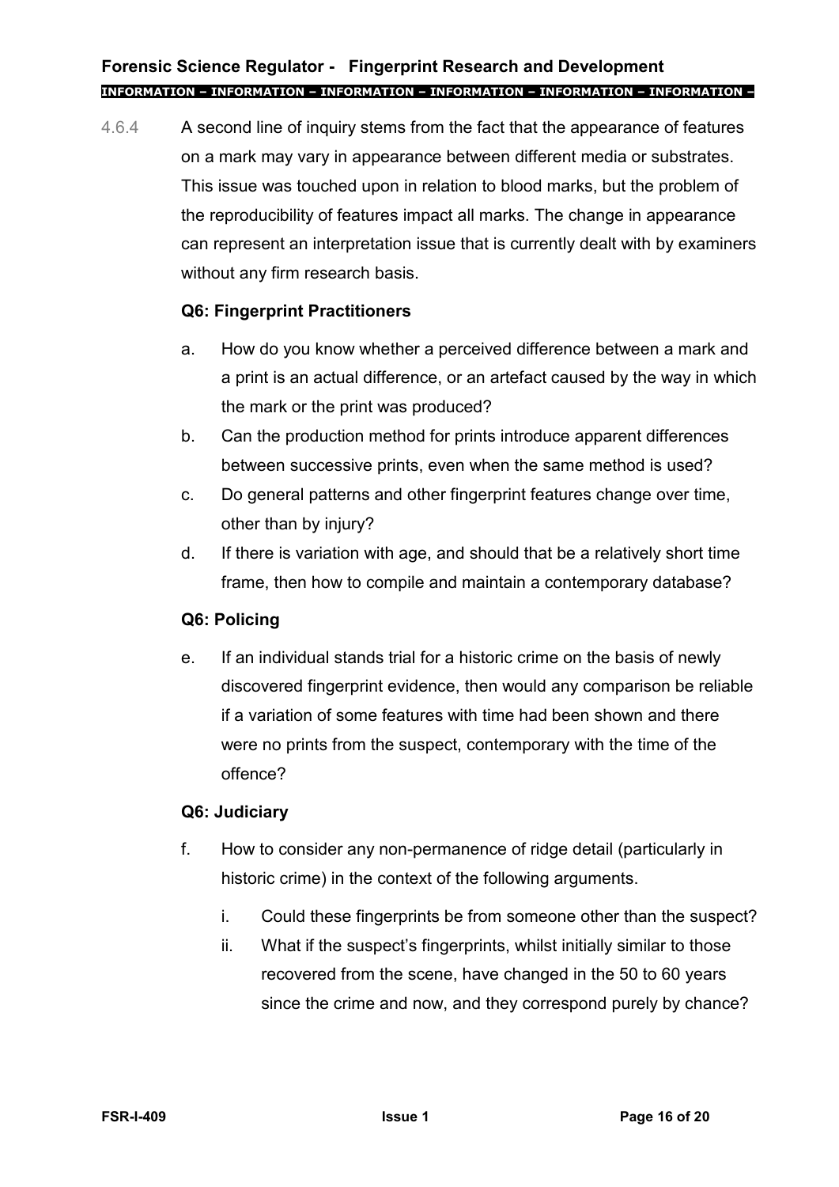4.6.4 A second line of inquiry stems from the fact that the appearance of features on a mark may vary in appearance between different media or substrates. This issue was touched upon in relation to blood marks, but the problem of the reproducibility of features impact all marks. The change in appearance can represent an interpretation issue that is currently dealt with by examiners without any firm research basis.

**Q6: Fingerprint Practitioners**

a. How do you know whether a perceived difference between a mark and a print is an actual difference, or an artefact caused by the way in which the mark or the print was produced?

b. Can the production method for prints introduce apparent differences between successive prints, even when the same method is used?

c. Do general patterns and other fingerprint features change over time, other than by injury?

d. If there is variation with age, and should that be a relatively short time frame, then how to compile and maintain a contemporary database?

**Q6: Policing**

e. If an individual stands trial for a historic crime on the basis of newly discovered fingerprint evidence, then would any comparison be reliable if a variation of some features with time had been shown and there were no prints from the suspect, contemporary with the time of the offence?

**Q6: Judiciary**

f. How to consider any non-permanence of ridge detail (particularly in historic crime) in the context of the following arguments.

   i. Could these fingerprints be from someone other than the suspect?

   ii. What if the suspect's fingerprints, whilst initially similar to those recovered from the scene, have changed in the 50 to 60 years since the crime and now, and they correspond purely by chance?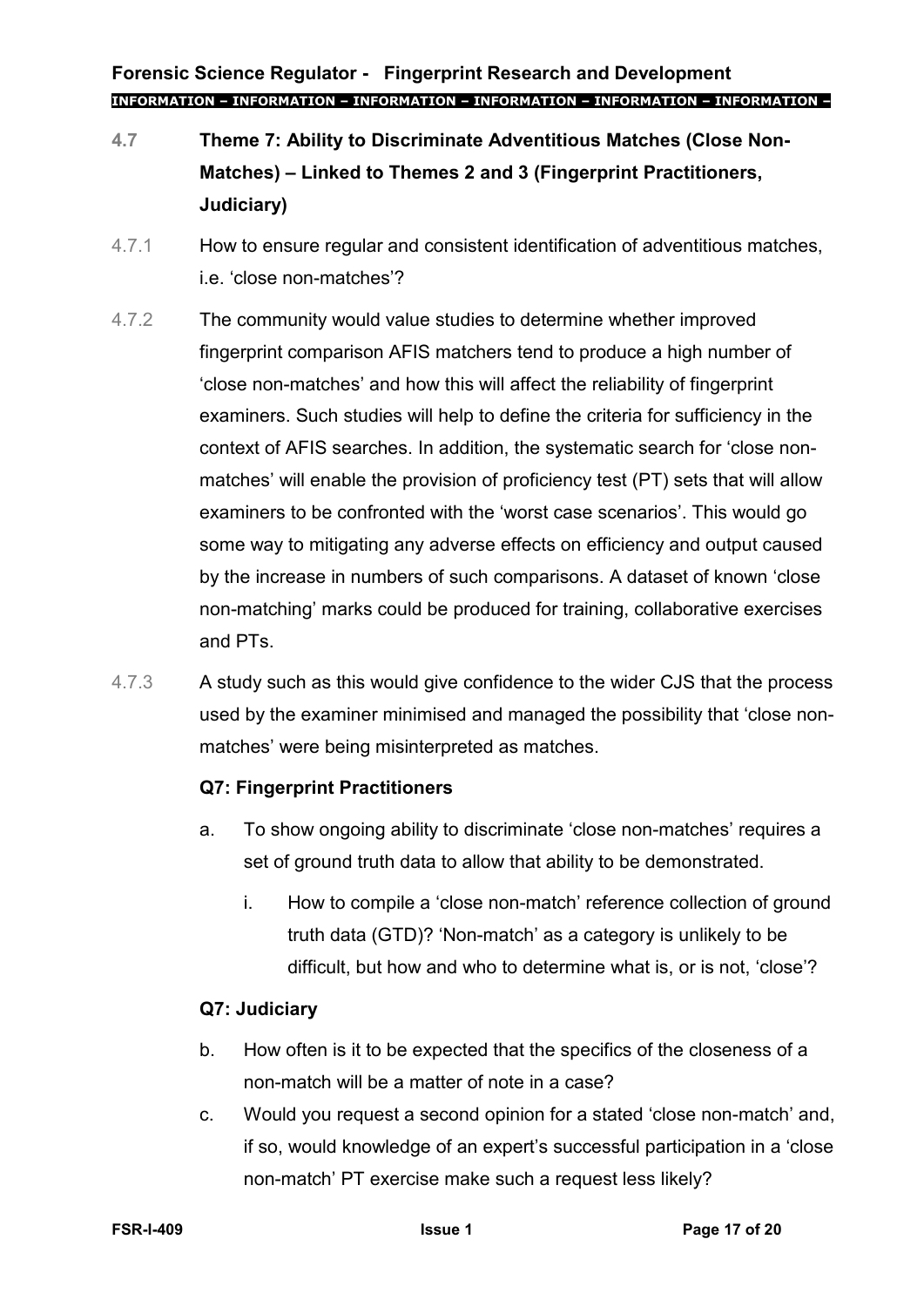## 4.7 Theme 7: Ability to Discriminate Adventitious Matches (Close Non-Matches) – Linked to Themes 2 and 3 (Fingerprint Practitioners, Judiciary)

4.7.1 How to ensure regular and consistent identification of adventitious matches, i.e. 'close non-matches'?

4.7.2 The community would value studies to determine whether improved fingerprint comparison AFIS matchers tend to produce a high number of 'close non-matches' and how this will affect the reliability of fingerprint examiners. Such studies will help to define the criteria for sufficiency in the context of AFIS searches. In addition, the systematic search for 'close non-matches' will enable the provision of proficiency test (PT) sets that will allow examiners to be confronted with the 'worst case scenarios'. This would go some way to mitigating any adverse effects on efficiency and output caused by the increase in numbers of such comparisons. A dataset of known 'close non-matching' marks could be produced for training, collaborative exercises and PTs.

4.7.3 A study such as this would give confidence to the wider CJS that the process used by the examiner minimised and managed the possibility that 'close non-matches' were being misinterpreted as matches.

**Q7: Fingerprint Practitioners**

a. To show ongoing ability to discriminate 'close non-matches' requires a set of ground truth data to allow that ability to be demonstrated.

   i. How to compile a 'close non-match' reference collection of ground truth data (GTD)? 'Non-match' as a category is unlikely to be difficult, but how and who to determine what is, or is not, 'close'?

**Q7: Judiciary**

b. How often is it to be expected that the specifics of the closeness of a non-match will be a matter of note in a case?

c. Would you request a second opinion for a stated 'close non-match' and, if so, would knowledge of an expert's successful participation in a 'close non-match' PT exercise make such a request less likely?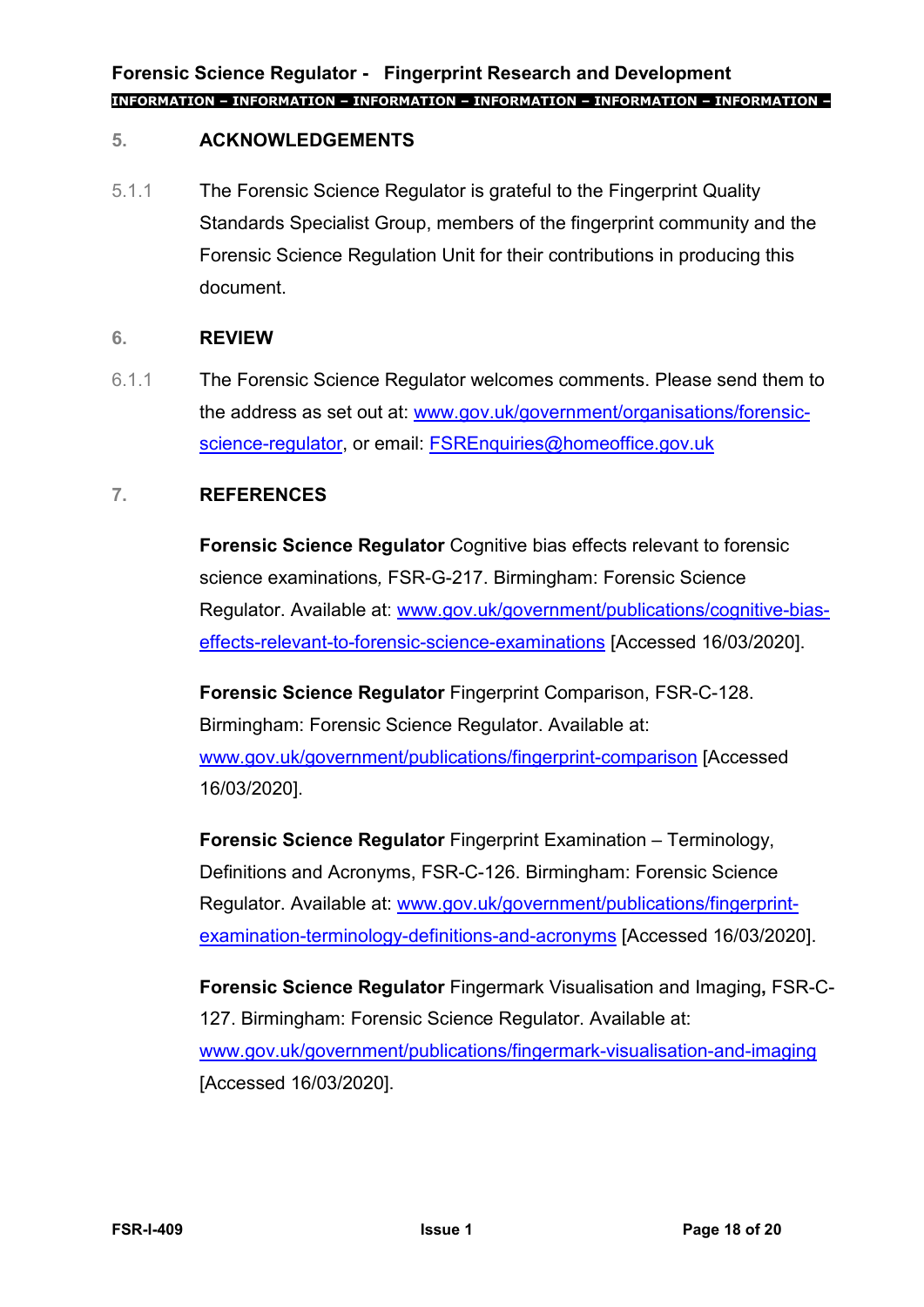## 5. ACKNOWLEDGEMENTS

5.1.1 The Forensic Science Regulator is grateful to the Fingerprint Quality Standards Specialist Group, members of the fingerprint community and the Forensic Science Regulation Unit for their contributions in producing this document.

## 6. REVIEW

6.1.1 The Forensic Science Regulator welcomes comments. Please send them to the address as set out at: [www.gov.uk/government/organisations/forensic-science-regulator](http://www.gov.uk/government/organisations/forensic-science-regulator), or email: [FSREnquiries@homeoffice.gov.uk](mailto:FSREnquiries@homeoffice.gov.uk)

## 7. REFERENCES

**Forensic Science Regulator** Cognitive bias effects relevant to forensic science examinations, FSR-G-217. Birmingham: Forensic Science Regulator. Available at: [www.gov.uk/government/publications/cognitive-bias-effects-relevant-to-forensic-science-examinations](http://www.gov.uk/government/publications/cognitive-bias-effects-relevant-to-forensic-science-examinations) [Accessed 16/03/2020].

**Forensic Science Regulator** Fingerprint Comparison, FSR-C-128. Birmingham: Forensic Science Regulator. Available at: [www.gov.uk/government/publications/fingerprint-comparison](http://www.gov.uk/government/publications/fingerprint-comparison) [Accessed 16/03/2020].

**Forensic Science Regulator** Fingerprint Examination – Terminology, Definitions and Acronyms, FSR-C-126. Birmingham: Forensic Science Regulator. Available at: [www.gov.uk/government/publications/fingerprint-examination-terminology-definitions-and-acronyms](http://www.gov.uk/government/publications/fingerprint-examination-terminology-definitions-and-acronyms) [Accessed 16/03/2020].

**Forensic Science Regulator** Fingermark Visualisation and Imaging**,** FSR-C-127. Birmingham: Forensic Science Regulator. Available at: [www.gov.uk/government/publications/fingermark-visualisation-and-imaging](http://www.gov.uk/government/publications/fingermark-visualisation-and-imaging) [Accessed 16/03/2020].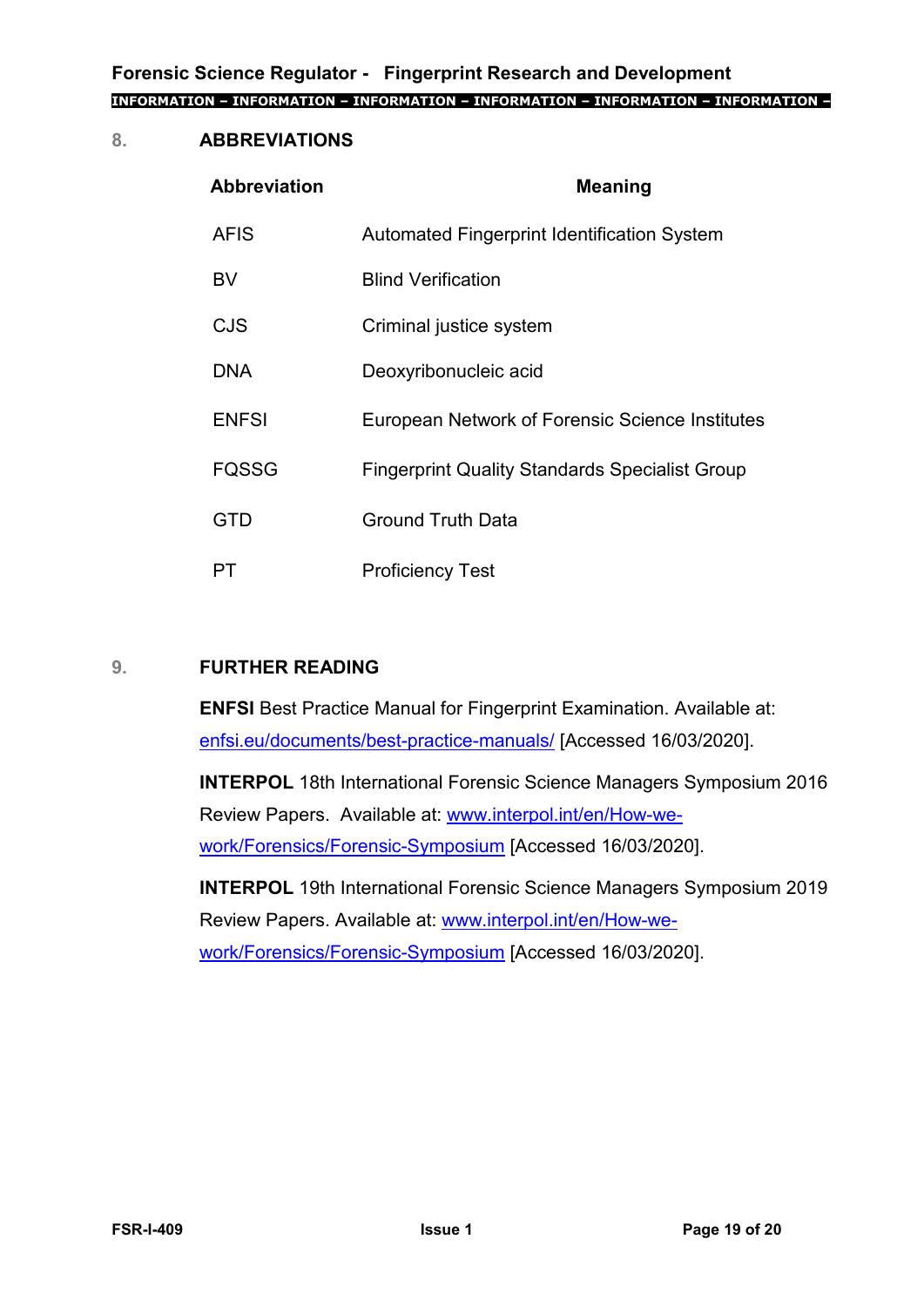## 8. ABBREVIATIONS

| Abbreviation | Meaning |
|---|---|
| AFIS | Automated Fingerprint Identification System |
| BV | Blind Verification |
| CJS | Criminal justice system |
| DNA | Deoxyribonucleic acid |
| ENFSI | European Network of Forensic Science Institutes |
| FQSSG | Fingerprint Quality Standards Specialist Group |
| GTD | Ground Truth Data |
| PT | Proficiency Test |

## 9. FURTHER READING

**ENFSI** Best Practice Manual for Fingerprint Examination. Available at: enfsi.eu/documents/best-practice-manuals/ [Accessed 16/03/2020].

**INTERPOL** 18th International Forensic Science Managers Symposium 2016 Review Papers. Available at: www.interpol.int/en/How-we-work/Forensics/Forensic-Symposium [Accessed 16/03/2020].

**INTERPOL** 19th International Forensic Science Managers Symposium 2019 Review Papers. Available at: www.interpol.int/en/How-we-work/Forensics/Forensic-Symposium [Accessed 16/03/2020].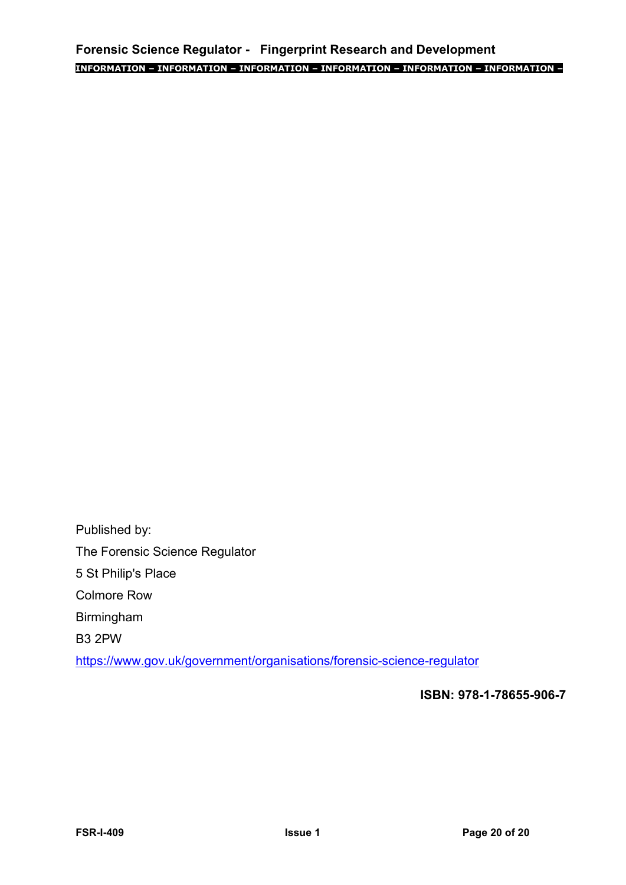Published by:

The Forensic Science Regulator

5 St Philip's Place

Colmore Row

Birmingham

B3 2PW

https://www.gov.uk/government/organisations/forensic-science-regulator

**ISBN: 978-1-78655-906-7**